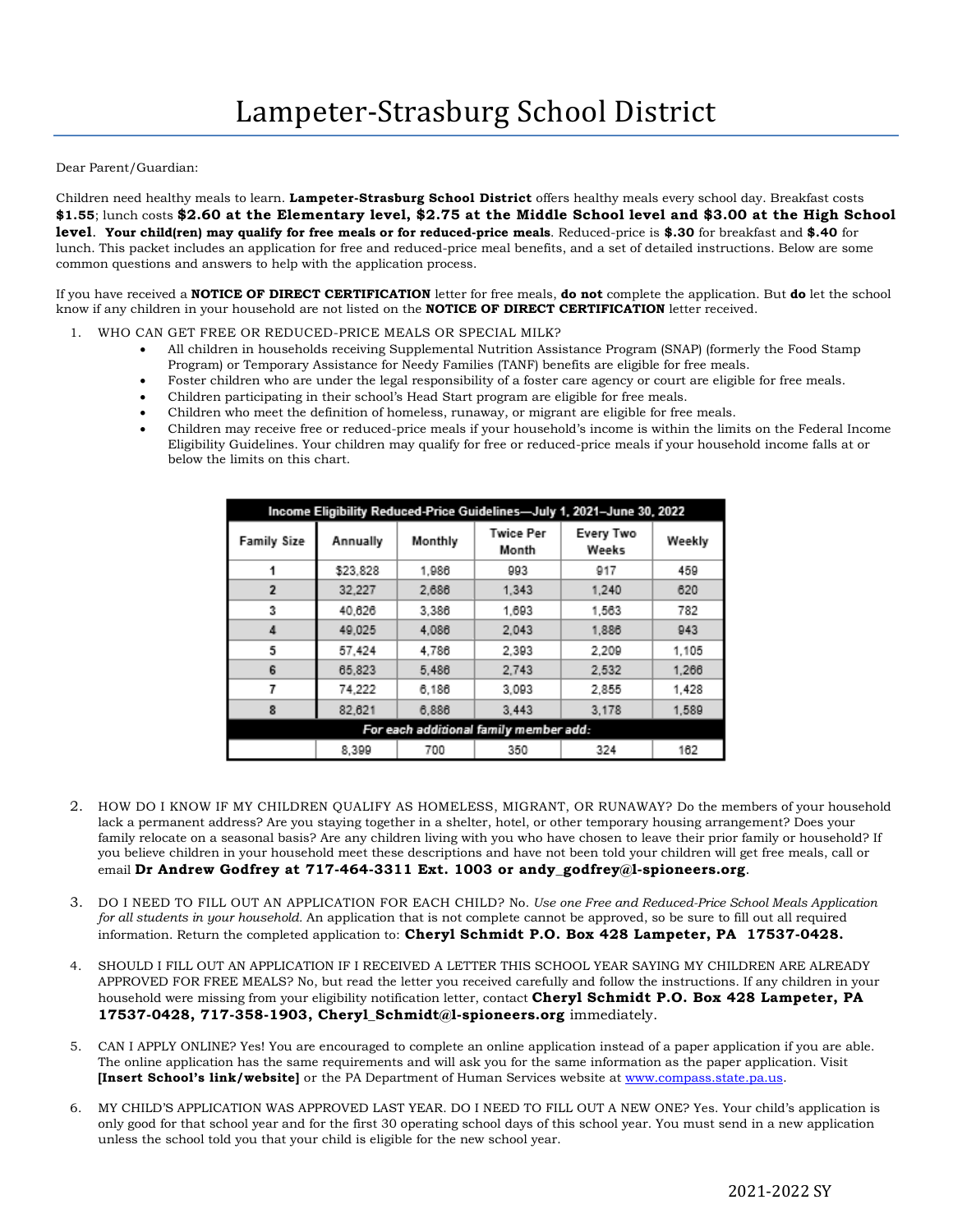# Lampeter-Strasburg School District

Dear Parent/Guardian:

Children need healthy meals to learn. **Lampeter-Strasburg School District** offers healthy meals every school day. Breakfast costs **$1.55**; lunch costs **$2.60 at the Elementary level, $2.75 at the Middle School level and $3.00 at the High School level**. **Your child(ren) may qualify for free meals or for reduced-price meals**. Reduced-price is **$.30** for breakfast and **$.40** for lunch. This packet includes an application for free and reduced-price meal benefits, and a set of detailed instructions. Below are some common questions and answers to help with the application process.

If you have received a **NOTICE OF DIRECT CERTIFICATION** letter for free meals, **do not** complete the application. But **do** let the school know if any children in your household are not listed on the **NOTICE OF DIRECT CERTIFICATION** letter received.

1. WHO CAN GET FREE OR REDUCED-PRICE MEALS OR SPECIAL MILK?
   - All children in households receiving Supplemental Nutrition Assistance Program (SNAP) (formerly the Food Stamp Program) or Temporary Assistance for Needy Families (TANF) benefits are eligible for free meals.
   - Foster children who are under the legal responsibility of a foster care agency or court are eligible for free meals.
   - Children participating in their school's Head Start program are eligible for free meals.
   - Children who meet the definition of homeless, runaway, or migrant are eligible for free meals.
   - Children may receive free or reduced-price meals if your household's income is within the limits on the Federal Income Eligibility Guidelines. Your children may qualify for free or reduced-price meals if your household income falls at or below the limits on this chart.

| Income Eligibility Reduced-Price Guidelines—July 1, 2021–June 30, 2022 | | | | | |
|---|---|---|---|---|---|
| Family Size | Annually | Monthly | Twice Per Month | Every Two Weeks | Weekly |
| 1 | $23,828 | 1,986 | 993 | 917 | 459 |
| 2 | 32,227 | 2,686 | 1,343 | 1,240 | 620 |
| 3 | 40,626 | 3,386 | 1,693 | 1,563 | 782 |
| 4 | 49,025 | 4,086 | 2,043 | 1,886 | 943 |
| 5 | 57,424 | 4,786 | 2,393 | 2,209 | 1,105 |
| 6 | 65,823 | 5,486 | 2,743 | 2,532 | 1,266 |
| 7 | 74,222 | 6,186 | 3,093 | 2,855 | 1,428 |
| 8 | 82,621 | 6,886 | 3,443 | 3,178 | 1,589 |
| *For each additional family member add:* | | | | | |
| | 8,399 | 700 | 350 | 324 | 162 |

2. HOW DO I KNOW IF MY CHILDREN QUALIFY AS HOMELESS, MIGRANT, OR RUNAWAY? Do the members of your household lack a permanent address? Are you staying together in a shelter, hotel, or other temporary housing arrangement? Does your family relocate on a seasonal basis? Are any children living with you who have chosen to leave their prior family or household? If you believe children in your household meet these descriptions and have not been told your children will get free meals, call or email **Dr Andrew Godfrey at 717-464-3311 Ext. 1003 or andy_godfrey@l-spioneers.org**.

3. DO I NEED TO FILL OUT AN APPLICATION FOR EACH CHILD? No. *Use one Free and Reduced-Price School Meals Application for all students in your household.* An application that is not complete cannot be approved, so be sure to fill out all required information. Return the completed application to: **Cheryl Schmidt P.O. Box 428 Lampeter, PA 17537-0428.**

4. SHOULD I FILL OUT AN APPLICATION IF I RECEIVED A LETTER THIS SCHOOL YEAR SAYING MY CHILDREN ARE ALREADY APPROVED FOR FREE MEALS? No, but read the letter you received carefully and follow the instructions. If any children in your household were missing from your eligibility notification letter, contact **Cheryl Schmidt P.O. Box 428 Lampeter, PA 17537-0428, 717-358-1903, Cheryl_Schmidt@l-spioneers.org** immediately.

5. CAN I APPLY ONLINE? Yes! You are encouraged to complete an online application instead of a paper application if you are able. The online application has the same requirements and will ask you for the same information as the paper application. Visit **[Insert School's link/website]** or the PA Department of Human Services website at www.compass.state.pa.us.

6. MY CHILD'S APPLICATION WAS APPROVED LAST YEAR. DO I NEED TO FILL OUT A NEW ONE? Yes. Your child's application is only good for that school year and for the first 30 operating school days of this school year. You must send in a new application unless the school told you that your child is eligible for the new school year.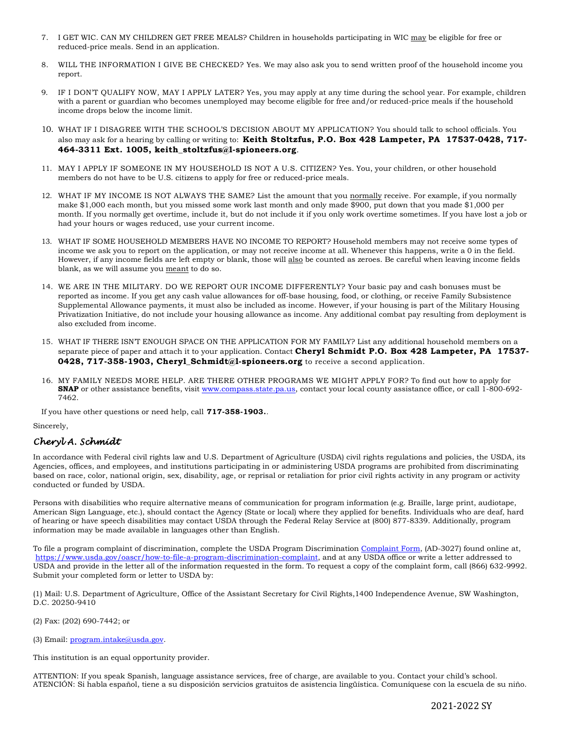7. I GET WIC. CAN MY CHILDREN GET FREE MEALS? Children in households participating in WIC may be eligible for free or reduced-price meals. Send in an application.

8. WILL THE INFORMATION I GIVE BE CHECKED? Yes. We may also ask you to send written proof of the household income you report.

9. IF I DON'T QUALIFY NOW, MAY I APPLY LATER? Yes, you may apply at any time during the school year. For example, children with a parent or guardian who becomes unemployed may become eligible for free and/or reduced-price meals if the household income drops below the income limit.

10. WHAT IF I DISAGREE WITH THE SCHOOL'S DECISION ABOUT MY APPLICATION? You should talk to school officials. You also may ask for a hearing by calling or writing to: **Keith Stoltzfus, P.O. Box 428 Lampeter, PA 17537-0428, 717-464-3311 Ext. 1005, keith_stoltzfus@l-spioneers.org**.

11. MAY I APPLY IF SOMEONE IN MY HOUSEHOLD IS NOT A U.S. CITIZEN? Yes. You, your children, or other household members do not have to be U.S. citizens to apply for free or reduced-price meals.

12. WHAT IF MY INCOME IS NOT ALWAYS THE SAME? List the amount that you normally receive. For example, if you normally make $1,000 each month, but you missed some work last month and only made $900, put down that you made $1,000 per month. If you normally get overtime, include it, but do not include it if you only work overtime sometimes. If you have lost a job or had your hours or wages reduced, use your current income.

13. WHAT IF SOME HOUSEHOLD MEMBERS HAVE NO INCOME TO REPORT? Household members may not receive some types of income we ask you to report on the application, or may not receive income at all. Whenever this happens, write a 0 in the field. However, if any income fields are left empty or blank, those will also be counted as zeroes. Be careful when leaving income fields blank, as we will assume you meant to do so.

14. WE ARE IN THE MILITARY. DO WE REPORT OUR INCOME DIFFERENTLY? Your basic pay and cash bonuses must be reported as income. If you get any cash value allowances for off-base housing, food, or clothing, or receive Family Subsistence Supplemental Allowance payments, it must also be included as income. However, if your housing is part of the Military Housing Privatization Initiative, do not include your housing allowance as income. Any additional combat pay resulting from deployment is also excluded from income.

15. WHAT IF THERE ISN'T ENOUGH SPACE ON THE APPLICATION FOR MY FAMILY? List any additional household members on a separate piece of paper and attach it to your application. Contact **Cheryl Schmidt P.O. Box 428 Lampeter, PA 17537-0428, 717-358-1903, Cheryl_Schmidt@l-spioneers.org** to receive a second application.

16. MY FAMILY NEEDS MORE HELP. ARE THERE OTHER PROGRAMS WE MIGHT APPLY FOR? To find out how to apply for **SNAP** or other assistance benefits, visit www.compass.state.pa.us, contact your local county assistance office, or call 1-800-692-7462.

If you have other questions or need help, call **717-358-1903.**.

Sincerely,

*Cheryl A. Schmidt*

In accordance with Federal civil rights law and U.S. Department of Agriculture (USDA) civil rights regulations and policies, the USDA, its Agencies, offices, and employees, and institutions participating in or administering USDA programs are prohibited from discriminating based on race, color, national origin, sex, disability, age, or reprisal or retaliation for prior civil rights activity in any program or activity conducted or funded by USDA.

Persons with disabilities who require alternative means of communication for program information (e.g. Braille, large print, audiotape, American Sign Language, etc.), should contact the Agency (State or local) where they applied for benefits. Individuals who are deaf, hard of hearing or have speech disabilities may contact USDA through the Federal Relay Service at (800) 877-8339. Additionally, program information may be made available in languages other than English.

To file a program complaint of discrimination, complete the USDA Program Discrimination Complaint Form, (AD-3027) found online at, https://www.usda.gov/oascr/how-to-file-a-program-discrimination-complaint, and at any USDA office or write a letter addressed to USDA and provide in the letter all of the information requested in the form. To request a copy of the complaint form, call (866) 632-9992. Submit your completed form or letter to USDA by:

(1) Mail: U.S. Department of Agriculture, Office of the Assistant Secretary for Civil Rights,1400 Independence Avenue, SW Washington, D.C. 20250-9410

(2) Fax: (202) 690-7442; or

(3) Email: program.intake@usda.gov.

This institution is an equal opportunity provider.

ATTENTION: If you speak Spanish, language assistance services, free of charge, are available to you. Contact your child's school.
ATENCIÓN: Si habla español, tiene a su disposición servicios gratuitos de asistencia lingüística. Comuníquese con la escuela de su niño.

2021-2022 SY